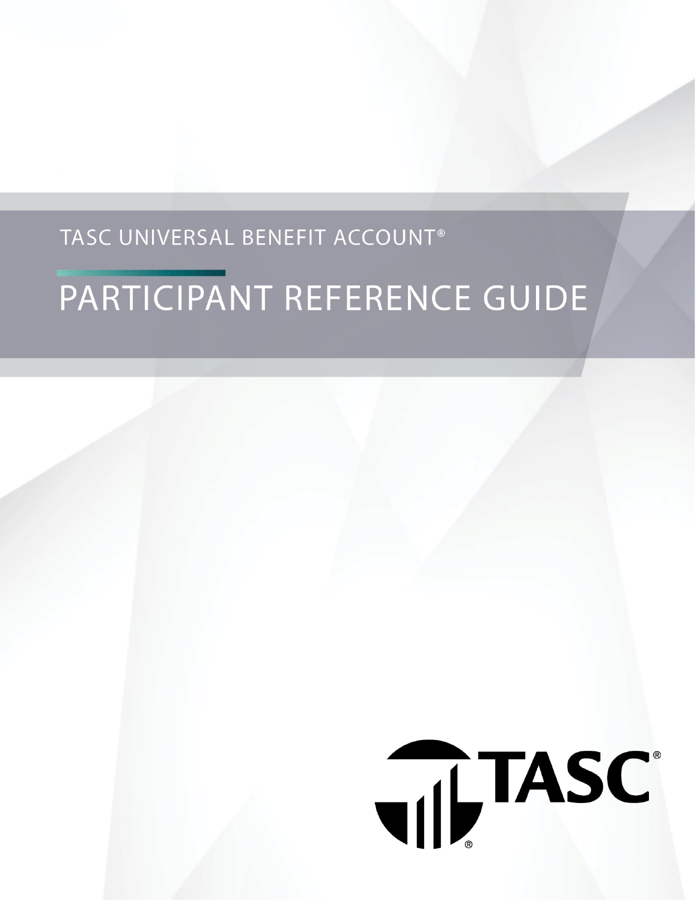TASC UNIVERSAL BENEFIT ACCOUNT®

# PARTICIPANT REFERENCE GUIDE

TASC®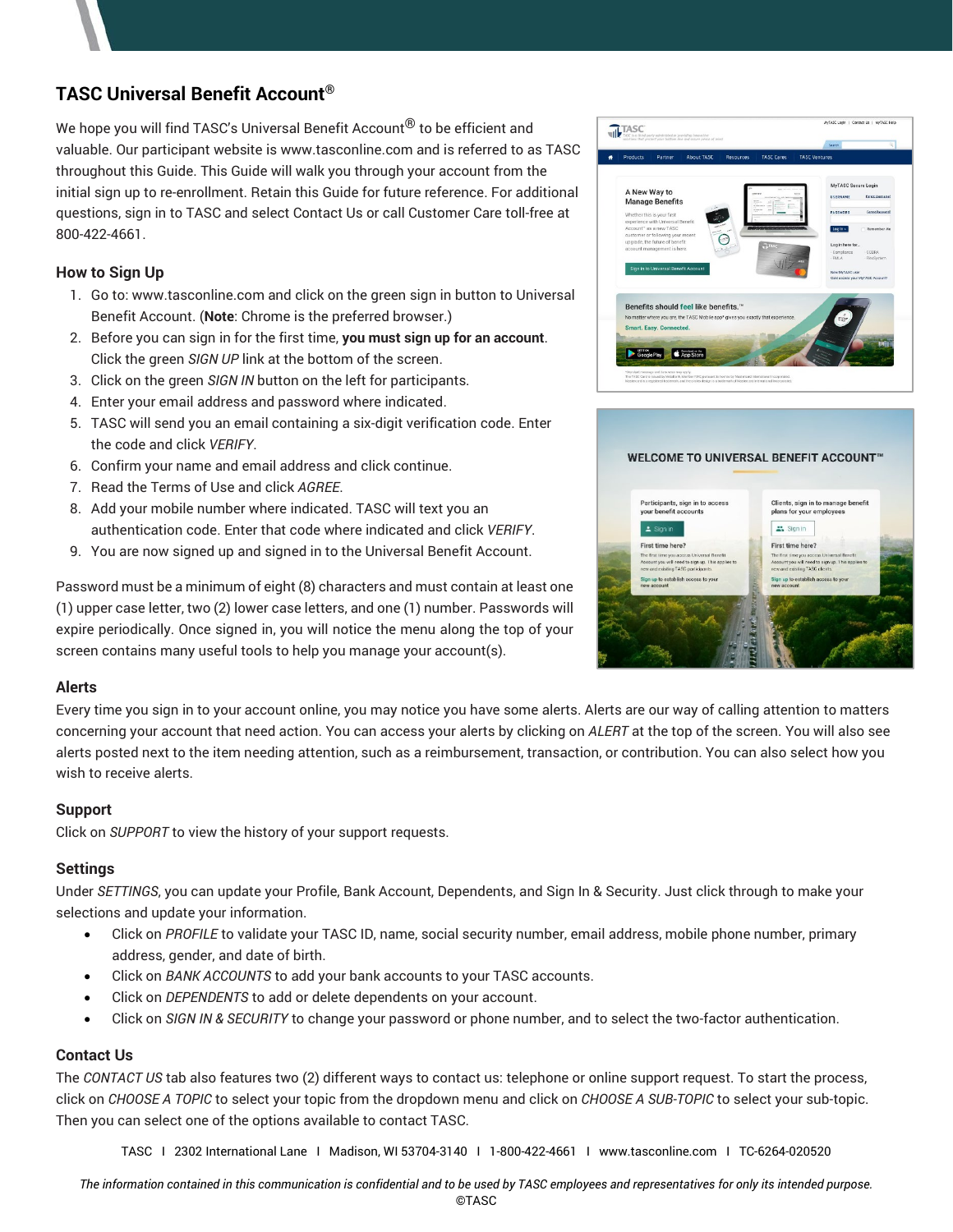## TASC Universal Benefit Account®

We hope you will find TASC's Universal Benefit Account® to be efficient and valuable. Our participant website is www.tasconline.com and is referred to as TASC throughout this Guide. This Guide will walk you through your account from the initial sign up to re-enrollment. Retain this Guide for future reference. For additional questions, sign in to TASC and select Contact Us or call Customer Care toll-free at 800-422-4661.

### How to Sign Up

1. Go to: www.tasconline.com and click on the green sign in button to Universal Benefit Account. (**Note**: Chrome is the preferred browser.)
2. Before you can sign in for the first time, **you must sign up for an account**. Click the green *SIGN UP* link at the bottom of the screen.
3. Click on the green *SIGN IN* button on the left for participants.
4. Enter your email address and password where indicated.
5. TASC will send you an email containing a six-digit verification code. Enter the code and click *VERIFY*.
6. Confirm your name and email address and click continue.
7. Read the Terms of Use and click *AGREE*.
8. Add your mobile number where indicated. TASC will text you an authentication code. Enter that code where indicated and click *VERIFY*.
9. You are now signed up and signed in to the Universal Benefit Account.

Password must be a minimum of eight (8) characters and must contain at least one (1) upper case letter, two (2) lower case letters, and one (1) number. Passwords will expire periodically. Once signed in, you will notice the menu along the top of your screen contains many useful tools to help you manage your account(s).

### Alerts

Every time you sign in to your account online, you may notice you have some alerts. Alerts are our way of calling attention to matters concerning your account that need action. You can access your alerts by clicking on *ALERT* at the top of the screen. You will also see alerts posted next to the item needing attention, such as a reimbursement, transaction, or contribution. You can also select how you wish to receive alerts.

### Support

Click on *SUPPORT* to view the history of your support requests.

### Settings

Under *SETTINGS*, you can update your Profile, Bank Account, Dependents, and Sign In & Security. Just click through to make your selections and update your information.

- Click on *PROFILE* to validate your TASC ID, name, social security number, email address, mobile phone number, primary address, gender, and date of birth.
- Click on *BANK ACCOUNTS* to add your bank accounts to your TASC accounts.
- Click on *DEPENDENTS* to add or delete dependents on your account.
- Click on *SIGN IN & SECURITY* to change your password or phone number, and to select the two-factor authentication.

### Contact Us

The *CONTACT US* tab also features two (2) different ways to contact us: telephone or online support request. To start the process, click on *CHOOSE A TOPIC* to select your topic from the dropdown menu and click on *CHOOSE A SUB-TOPIC* to select your sub-topic. Then you can select one of the options available to contact TASC.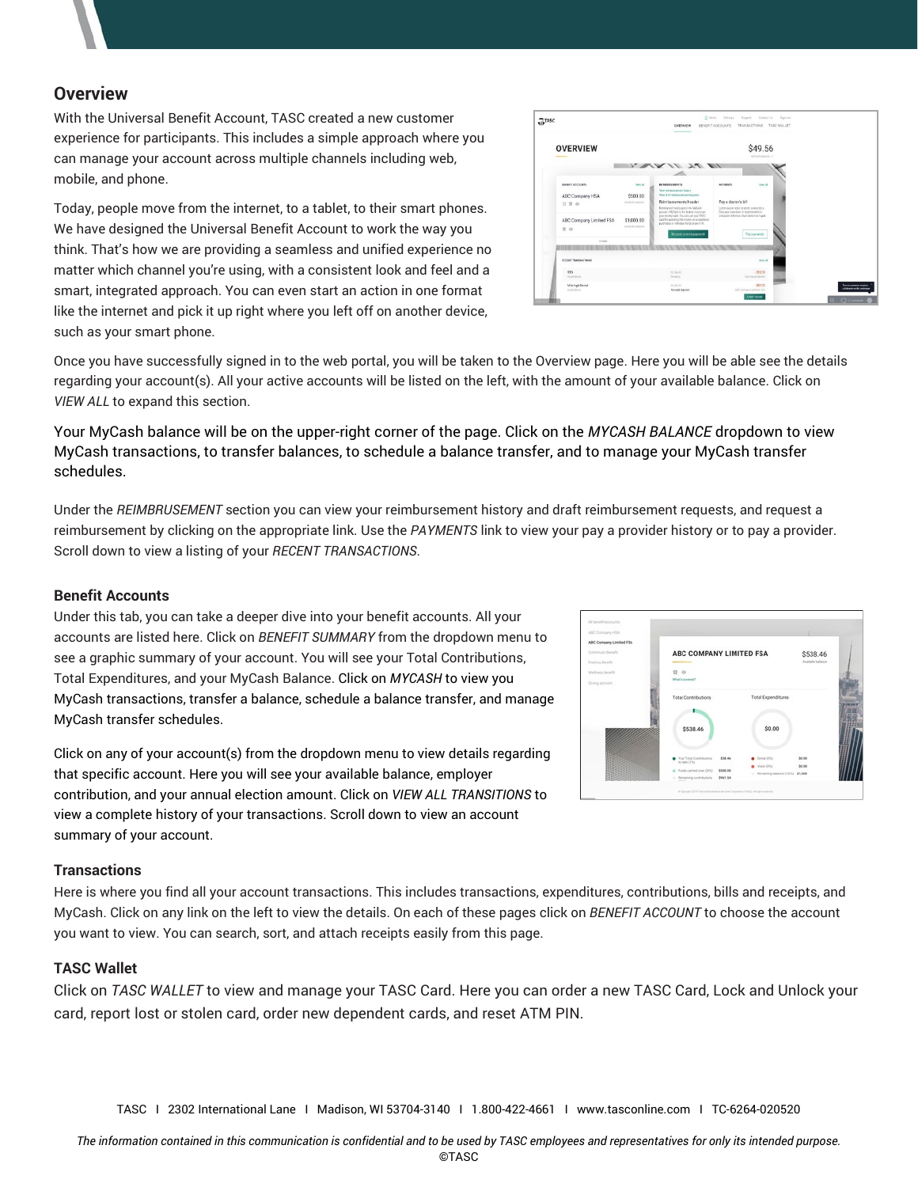## Overview

With the Universal Benefit Account, TASC created a new customer experience for participants. This includes a simple approach where you can manage your account across multiple channels including web, mobile, and phone.

Today, people move from the internet, to a tablet, to their smart phones. We have designed the Universal Benefit Account to work the way you think. That's how we are providing a seamless and unified experience no matter which channel you're using, with a consistent look and feel and a smart, integrated approach. You can even start an action in one format like the internet and pick it up right where you left off on another device, such as your smart phone.

Once you have successfully signed in to the web portal, you will be taken to the Overview page. Here you will be able see the details regarding your account(s). All your active accounts will be listed on the left, with the amount of your available balance. Click on *VIEW ALL* to expand this section.

Your MyCash balance will be on the upper-right corner of the page. Click on the *MYCASH BALANCE* dropdown to view MyCash transactions, to transfer balances, to schedule a balance transfer, and to manage your MyCash transfer schedules.

Under the *REIMBRUSEMENT* section you can view your reimbursement history and draft reimbursement requests, and request a reimbursement by clicking on the appropriate link. Use the *PAYMENTS* link to view your pay a provider history or to pay a provider. Scroll down to view a listing of your *RECENT TRANSACTIONS*.

### Benefit Accounts

Under this tab, you can take a deeper dive into your benefit accounts. All your accounts are listed here. Click on *BENEFIT SUMMARY* from the dropdown menu to see a graphic summary of your account. You will see your Total Contributions, Total Expenditures, and your MyCash Balance. Click on *MYCASH* to view you MyCash transactions, transfer a balance, schedule a balance transfer, and manage MyCash transfer schedules.

Click on any of your account(s) from the dropdown menu to view details regarding that specific account. Here you will see your available balance, employer contribution, and your annual election amount. Click on *VIEW ALL TRANSITIONS* to view a complete history of your transactions. Scroll down to view an account summary of your account.

### Transactions

Here is where you find all your account transactions. This includes transactions, expenditures, contributions, bills and receipts, and MyCash. Click on any link on the left to view the details. On each of these pages click on *BENEFIT ACCOUNT* to choose the account you want to view. You can search, sort, and attach receipts easily from this page.

### TASC Wallet

Click on *TASC WALLET* to view and manage your TASC Card. Here you can order a new TASC Card, Lock and Unlock your card, report lost or stolen card, order new dependent cards, and reset ATM PIN.

TASC I 2302 International Lane I Madison, WI 53704-3140 I 1.800-422-4661 I www.tasconline.com I TC-6264-020520

*The information contained in this communication is confidential and to be used by TASC employees and representatives for only its intended purpose.*
©TASC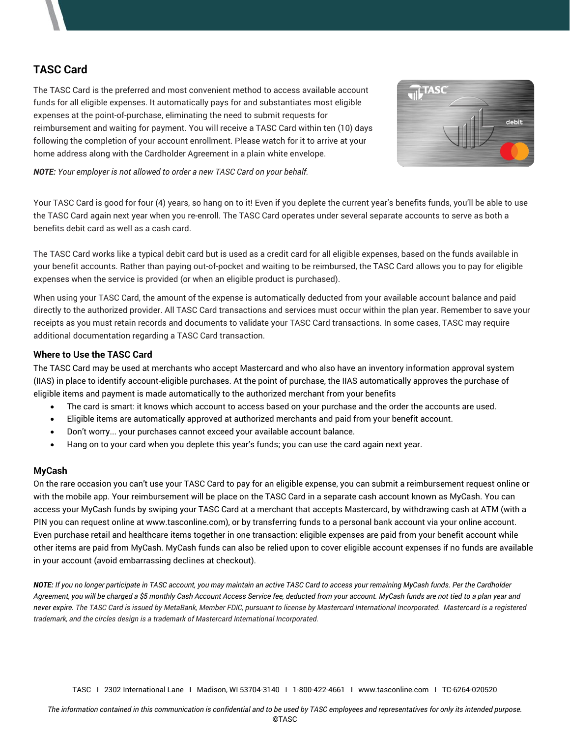## TASC Card

The TASC Card is the preferred and most convenient method to access available account funds for all eligible expenses. It automatically pays for and substantiates most eligible expenses at the point-of-purchase, eliminating the need to submit requests for reimbursement and waiting for payment. You will receive a TASC Card within ten (10) days following the completion of your account enrollment. Please watch for it to arrive at your home address along with the Cardholder Agreement in a plain white envelope.

***NOTE:*** *Your employer is not allowed to order a new TASC Card on your behalf.*

Your TASC Card is good for four (4) years, so hang on to it! Even if you deplete the current year's benefits funds, you'll be able to use the TASC Card again next year when you re-enroll. The TASC Card operates under several separate accounts to serve as both a benefits debit card as well as a cash card.

The TASC Card works like a typical debit card but is used as a credit card for all eligible expenses, based on the funds available in your benefit accounts. Rather than paying out-of-pocket and waiting to be reimbursed, the TASC Card allows you to pay for eligible expenses when the service is provided (or when an eligible product is purchased).

When using your TASC Card, the amount of the expense is automatically deducted from your available account balance and paid directly to the authorized provider. All TASC Card transactions and services must occur within the plan year. Remember to save your receipts as you must retain records and documents to validate your TASC Card transactions. In some cases, TASC may require additional documentation regarding a TASC Card transaction.

### Where to Use the TASC Card

The TASC Card may be used at merchants who accept Mastercard and who also have an inventory information approval system (IIAS) in place to identify account-eligible purchases. At the point of purchase, the IIAS automatically approves the purchase of eligible items and payment is made automatically to the authorized merchant from your benefits

- The card is smart: it knows which account to access based on your purchase and the order the accounts are used.
- Eligible items are automatically approved at authorized merchants and paid from your benefit account.
- Don't worry... your purchases cannot exceed your available account balance.
- Hang on to your card when you deplete this year's funds; you can use the card again next year.

### MyCash

On the rare occasion you can't use your TASC Card to pay for an eligible expense, you can submit a reimbursement request online or with the mobile app. Your reimbursement will be place on the TASC Card in a separate cash account known as MyCash. You can access your MyCash funds by swiping your TASC Card at a merchant that accepts Mastercard, by withdrawing cash at ATM (with a PIN you can request online at www.tasconline.com), or by transferring funds to a personal bank account via your online account. Even purchase retail and healthcare items together in one transaction: eligible expenses are paid from your benefit account while other items are paid from MyCash. MyCash funds can also be relied upon to cover eligible account expenses if no funds are available in your account (avoid embarrassing declines at checkout).

***NOTE:*** *If you no longer participate in TASC account, you may maintain an active TASC Card to access your remaining MyCash funds. Per the Cardholder Agreement, you will be charged a $5 monthly Cash Account Access Service fee, deducted from your account. MyCash funds are not tied to a plan year and never expire. The TASC Card is issued by MetaBank, Member FDIC, pursuant to license by Mastercard International Incorporated. Mastercard is a registered trademark, and the circles design is a trademark of Mastercard International Incorporated.*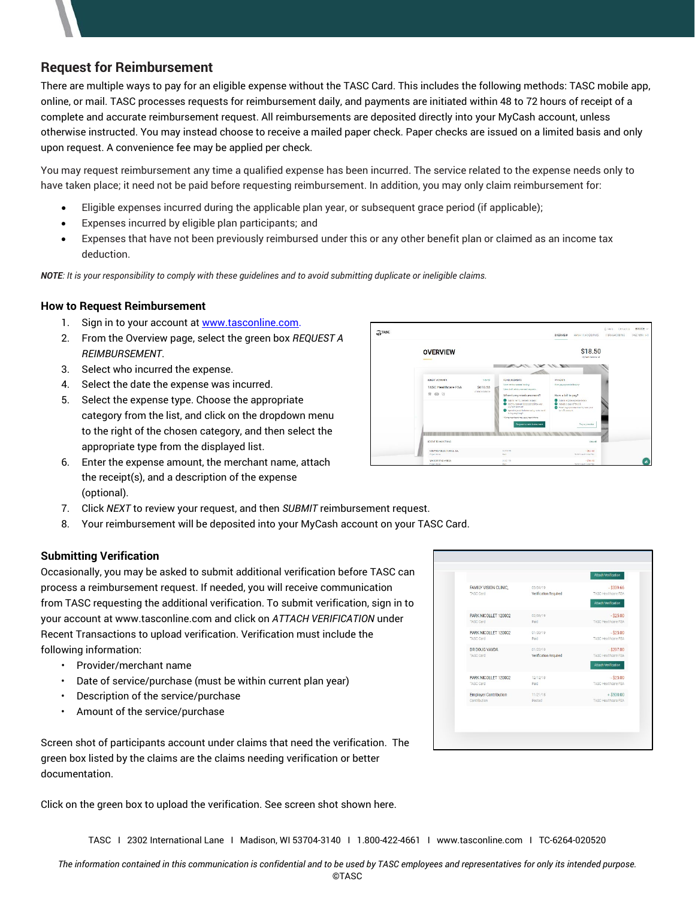## Request for Reimbursement

There are multiple ways to pay for an eligible expense without the TASC Card. This includes the following methods: TASC mobile app, online, or mail. TASC processes requests for reimbursement daily, and payments are initiated within 48 to 72 hours of receipt of a complete and accurate reimbursement request. All reimbursements are deposited directly into your MyCash account, unless otherwise instructed. You may instead choose to receive a mailed paper check. Paper checks are issued on a limited basis and only upon request. A convenience fee may be applied per check.

You may request reimbursement any time a qualified expense has been incurred. The service related to the expense needs only to have taken place; it need not be paid before requesting reimbursement. In addition, you may only claim reimbursement for:

- Eligible expenses incurred during the applicable plan year, or subsequent grace period (if applicable);
- Expenses incurred by eligible plan participants; and
- Expenses that have not been previously reimbursed under this or any other benefit plan or claimed as an income tax deduction.

***NOTE**: It is your responsibility to comply with these guidelines and to avoid submitting duplicate or ineligible claims.*

### How to Request Reimbursement

1. Sign in to your account at www.tasconline.com.
2. From the Overview page, select the green box *REQUEST A REIMBURSEMENT*.
3. Select who incurred the expense.
4. Select the date the expense was incurred.
5. Select the expense type. Choose the appropriate category from the list, and click on the dropdown menu to the right of the chosen category, and then select the appropriate type from the displayed list.
6. Enter the expense amount, the merchant name, attach the receipt(s), and a description of the expense (optional).
7. Click *NEXT* to review your request, and then *SUBMIT* reimbursement request.
8. Your reimbursement will be deposited into your MyCash account on your TASC Card.

### Submitting Verification

Occasionally, you may be asked to submit additional verification before TASC can process a reimbursement request. If needed, you will receive communication from TASC requesting the additional verification. To submit verification, sign in to your account at www.tasconline.com and click on *ATTACH VERIFICATION* under Recent Transactions to upload verification. Verification must include the following information:

- Provider/merchant name
- Date of service/purchase (must be within current plan year)
- Description of the service/purchase
- Amount of the service/purchase

Screen shot of participants account under claims that need the verification. The green box listed by the claims are the claims needing verification or better documentation.

Click on the green box to upload the verification. See screen shot shown here.

TASC I 2302 International Lane I Madison, WI 53704-3140 I 1.800-422-4661 I www.tasconline.com I TC-6264-020520

*The information contained in this communication is confidential and to be used by TASC employees and representatives for only its intended purpose.*
©TASC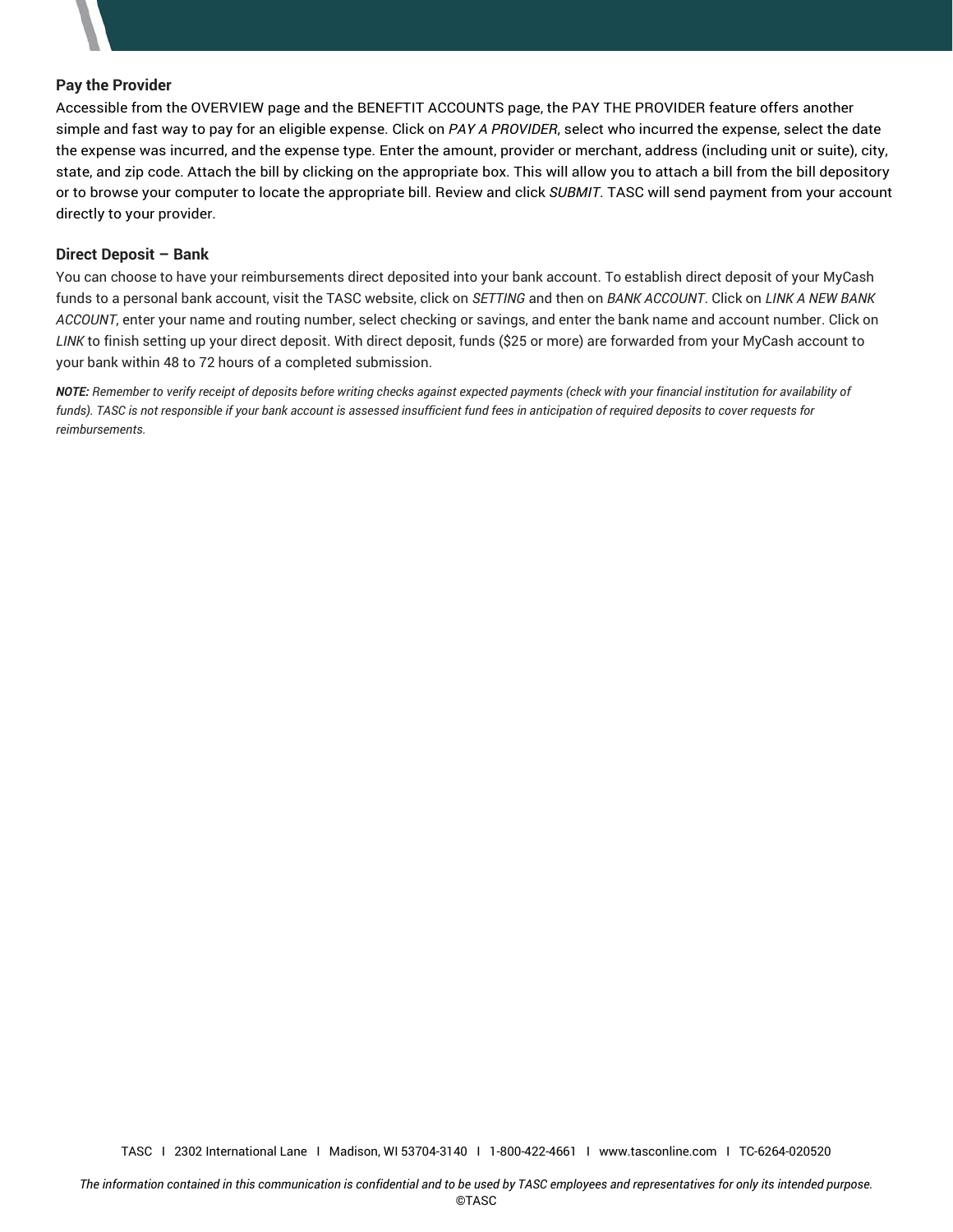**Pay the Provider**

Accessible from the OVERVIEW page and the BENEFTIT ACCOUNTS page, the PAY THE PROVIDER feature offers another simple and fast way to pay for an eligible expense. Click on *PAY A PROVIDER*, select who incurred the expense, select the date the expense was incurred, and the expense type. Enter the amount, provider or merchant, address (including unit or suite), city, state, and zip code. Attach the bill by clicking on the appropriate box. This will allow you to attach a bill from the bill depository or to browse your computer to locate the appropriate bill. Review and click *SUBMIT*. TASC will send payment from your account directly to your provider.

**Direct Deposit – Bank**

You can choose to have your reimbursements direct deposited into your bank account. To establish direct deposit of your MyCash funds to a personal bank account, visit the TASC website, click on *SETTING* and then on *BANK ACCOUNT*. Click on *LINK A NEW BANK ACCOUNT*, enter your name and routing number, select checking or savings, and enter the bank name and account number. Click on *LINK* to finish setting up your direct deposit. With direct deposit, funds ($25 or more) are forwarded from your MyCash account to your bank within 48 to 72 hours of a completed submission.

***NOTE:*** *Remember to verify receipt of deposits before writing checks against expected payments (check with your financial institution for availability of funds). TASC is not responsible if your bank account is assessed insufficient fund fees in anticipation of required deposits to cover requests for reimbursements.*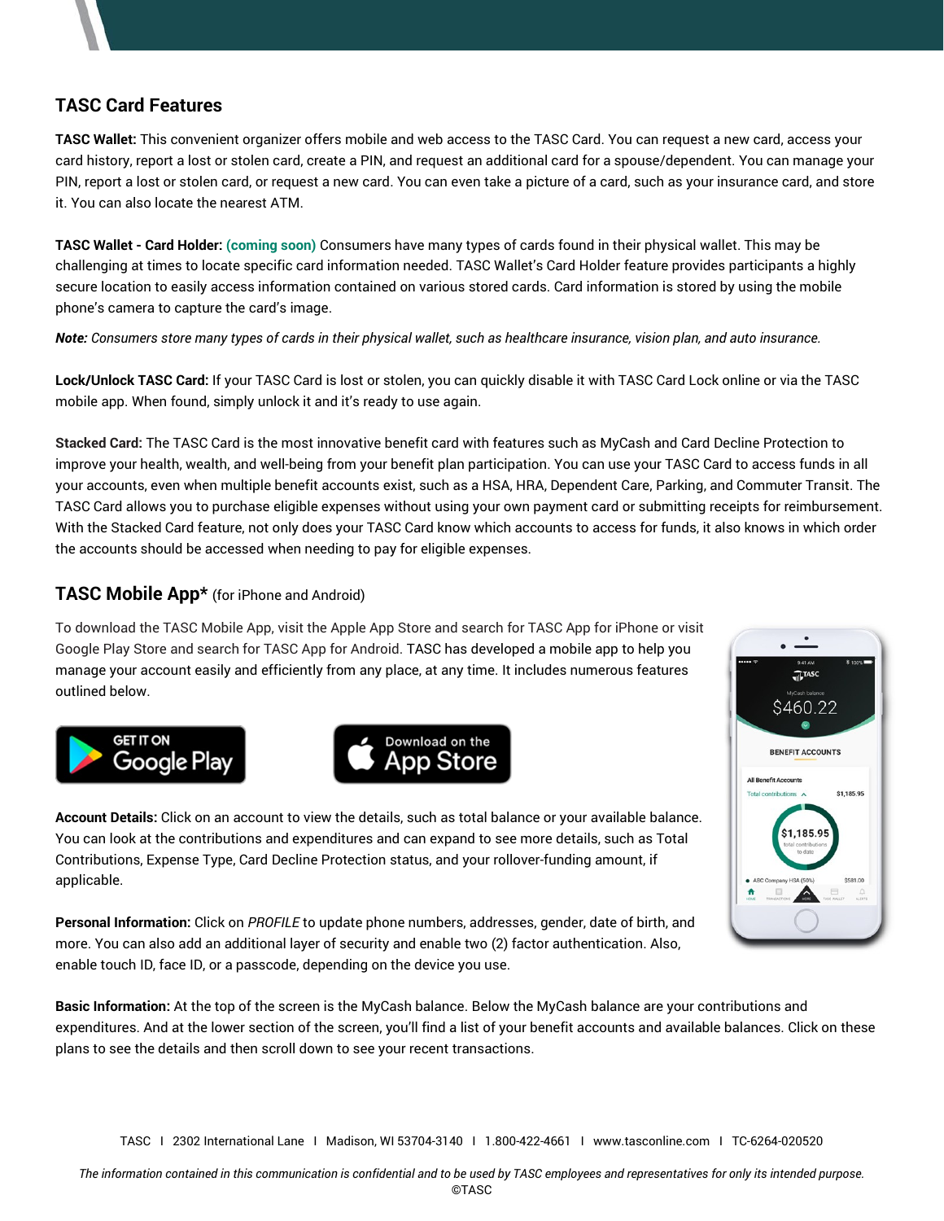## TASC Card Features

**TASC Wallet:** This convenient organizer offers mobile and web access to the TASC Card. You can request a new card, access your card history, report a lost or stolen card, create a PIN, and request an additional card for a spouse/dependent. You can manage your PIN, report a lost or stolen card, or request a new card. You can even take a picture of a card, such as your insurance card, and store it. You can also locate the nearest ATM.

**TASC Wallet - Card Holder:** **(coming soon)** Consumers have many types of cards found in their physical wallet. This may be challenging at times to locate specific card information needed. TASC Wallet's Card Holder feature provides participants a highly secure location to easily access information contained on various stored cards. Card information is stored by using the mobile phone's camera to capture the card's image.

***Note:*** *Consumers store many types of cards in their physical wallet, such as healthcare insurance, vision plan, and auto insurance.*

**Lock/Unlock TASC Card:** If your TASC Card is lost or stolen, you can quickly disable it with TASC Card Lock online or via the TASC mobile app. When found, simply unlock it and it's ready to use again.

**Stacked Card:** The TASC Card is the most innovative benefit card with features such as MyCash and Card Decline Protection to improve your health, wealth, and well-being from your benefit plan participation. You can use your TASC Card to access funds in all your accounts, even when multiple benefit accounts exist, such as a HSA, HRA, Dependent Care, Parking, and Commuter Transit. The TASC Card allows you to purchase eligible expenses without using your own payment card or submitting receipts for reimbursement. With the Stacked Card feature, not only does your TASC Card know which accounts to access for funds, it also knows in which order the accounts should be accessed when needing to pay for eligible expenses.

## TASC Mobile App* (for iPhone and Android)

To download the TASC Mobile App, visit the Apple App Store and search for TASC App for iPhone or visit Google Play Store and search for TASC App for Android. TASC has developed a mobile app to help you manage your account easily and efficiently from any place, at any time. It includes numerous features outlined below.

GET IT ON Google Play

Download on the App Store

**Account Details:** Click on an account to view the details, such as total balance or your available balance. You can look at the contributions and expenditures and can expand to see more details, such as Total Contributions, Expense Type, Card Decline Protection status, and your rollover-funding amount, if applicable.

**Personal Information:** Click on *PROFILE* to update phone numbers, addresses, gender, date of birth, and more. You can also add an additional layer of security and enable two (2) factor authentication. Also, enable touch ID, face ID, or a passcode, depending on the device you use.

**Basic Information:** At the top of the screen is the MyCash balance. Below the MyCash balance are your contributions and expenditures. And at the lower section of the screen, you'll find a list of your benefit accounts and available balances. Click on these plans to see the details and then scroll down to see your recent transactions.

TASC I 2302 International Lane I Madison, WI 53704-3140 I 1.800-422-4661 I www.tasconline.com I TC-6264-020520

*The information contained in this communication is confidential and to be used by TASC employees and representatives for only its intended purpose.*
©TASC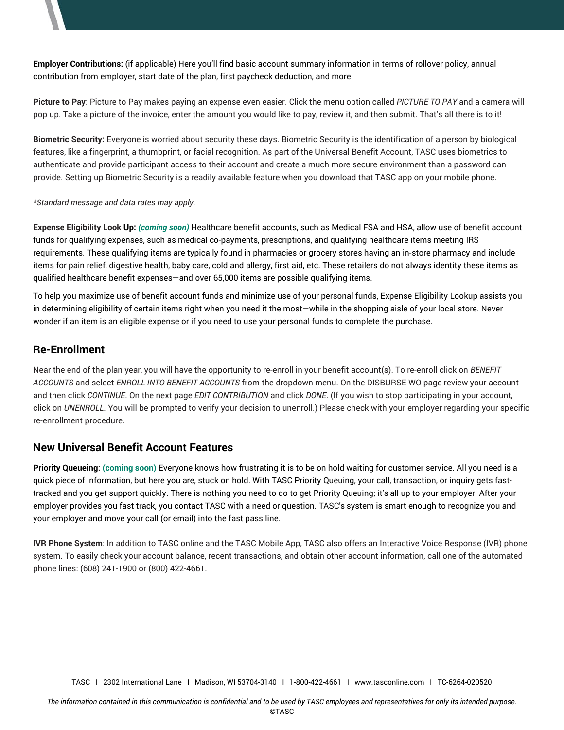**Employer Contributions:** (if applicable) Here you'll find basic account summary information in terms of rollover policy, annual contribution from employer, start date of the plan, first paycheck deduction, and more.

**Picture to Pay**: Picture to Pay makes paying an expense even easier. Click the menu option called *PICTURE TO PAY* and a camera will pop up. Take a picture of the invoice, enter the amount you would like to pay, review it, and then submit. That's all there is to it!

**Biometric Security:** Everyone is worried about security these days. Biometric Security is the identification of a person by biological features, like a fingerprint, a thumbprint, or facial recognition. As part of the Universal Benefit Account, TASC uses biometrics to authenticate and provide participant access to their account and create a much more secure environment than a password can provide. Setting up Biometric Security is a readily available feature when you download that TASC app on your mobile phone.

*\*Standard message and data rates may apply.*

**Expense Eligibility Look Up:** ***(coming soon)*** Healthcare benefit accounts, such as Medical FSA and HSA, allow use of benefit account funds for qualifying expenses, such as medical co-payments, prescriptions, and qualifying healthcare items meeting IRS requirements. These qualifying items are typically found in pharmacies or grocery stores having an in-store pharmacy and include items for pain relief, digestive health, baby care, cold and allergy, first aid, etc. These retailers do not always identity these items as qualified healthcare benefit expenses—and over 65,000 items are possible qualifying items.

To help you maximize use of benefit account funds and minimize use of your personal funds, Expense Eligibility Lookup assists you in determining eligibility of certain items right when you need it the most—while in the shopping aisle of your local store. Never wonder if an item is an eligible expense or if you need to use your personal funds to complete the purchase.

## Re-Enrollment

Near the end of the plan year, you will have the opportunity to re-enroll in your benefit account(s). To re-enroll click on *BENEFIT ACCOUNTS* and select *ENROLL INTO BENEFIT ACCOUNTS* from the dropdown menu. On the DISBURSE WO page review your account and then click *CONTINUE*. On the next page *EDIT CONTRIBUTION* and click *DONE*. (If you wish to stop participating in your account, click on *UNENROLL*. You will be prompted to verify your decision to unenroll.) Please check with your employer regarding your specific re-enrollment procedure.

## New Universal Benefit Account Features

**Priority Queueing:** **(coming soon)** Everyone knows how frustrating it is to be on hold waiting for customer service. All you need is a quick piece of information, but here you are, stuck on hold. With TASC Priority Queuing, your call, transaction, or inquiry gets fast-tracked and you get support quickly. There is nothing you need to do to get Priority Queuing; it's all up to your employer. After your employer provides you fast track, you contact TASC with a need or question. TASC's system is smart enough to recognize you and your employer and move your call (or email) into the fast pass line.

**IVR Phone System**: In addition to TASC online and the TASC Mobile App, TASC also offers an Interactive Voice Response (IVR) phone system. To easily check your account balance, recent transactions, and obtain other account information, call one of the automated phone lines: (608) 241-1900 or (800) 422-4661.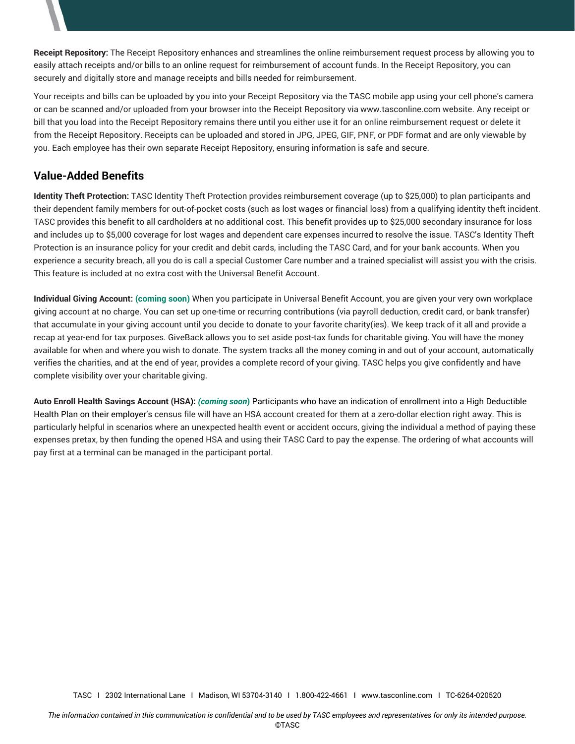**Receipt Repository:** The Receipt Repository enhances and streamlines the online reimbursement request process by allowing you to easily attach receipts and/or bills to an online request for reimbursement of account funds. In the Receipt Repository, you can securely and digitally store and manage receipts and bills needed for reimbursement.

Your receipts and bills can be uploaded by you into your Receipt Repository via the TASC mobile app using your cell phone's camera or can be scanned and/or uploaded from your browser into the Receipt Repository via www.tasconline.com website. Any receipt or bill that you load into the Receipt Repository remains there until you either use it for an online reimbursement request or delete it from the Receipt Repository. Receipts can be uploaded and stored in JPG, JPEG, GIF, PNF, or PDF format and are only viewable by you. Each employee has their own separate Receipt Repository, ensuring information is safe and secure.

## Value-Added Benefits

**Identity Theft Protection:** TASC Identity Theft Protection provides reimbursement coverage (up to $25,000) to plan participants and their dependent family members for out-of-pocket costs (such as lost wages or financial loss) from a qualifying identity theft incident. TASC provides this benefit to all cardholders at no additional cost. This benefit provides up to $25,000 secondary insurance for loss and includes up to $5,000 coverage for lost wages and dependent care expenses incurred to resolve the issue. TASC's Identity Theft Protection is an insurance policy for your credit and debit cards, including the TASC Card, and for your bank accounts. When you experience a security breach, all you do is call a special Customer Care number and a trained specialist will assist you with the crisis. This feature is included at no extra cost with the Universal Benefit Account.

**Individual Giving Account:** **(coming soon)** When you participate in Universal Benefit Account, you are given your very own workplace giving account at no charge. You can set up one-time or recurring contributions (via payroll deduction, credit card, or bank transfer) that accumulate in your giving account until you decide to donate to your favorite charity(ies). We keep track of it all and provide a recap at year-end for tax purposes. GiveBack allows you to set aside post-tax funds for charitable giving. You will have the money available for when and where you wish to donate. The system tracks all the money coming in and out of your account, automatically verifies the charities, and at the end of year, provides a complete record of your giving. TASC helps you give confidently and have complete visibility over your charitable giving.

**Auto Enroll Health Savings Account (HSA):** ***(coming soon)*** Participants who have an indication of enrollment into a High Deductible Health Plan on their employer's census file will have an HSA account created for them at a zero-dollar election right away. This is particularly helpful in scenarios where an unexpected health event or accident occurs, giving the individual a method of paying these expenses pretax, by then funding the opened HSA and using their TASC Card to pay the expense. The ordering of what accounts will pay first at a terminal can be managed in the participant portal.

TASC I 2302 International Lane I Madison, WI 53704-3140 I 1.800-422-4661 I www.tasconline.com I TC-6264-020520

*The information contained in this communication is confidential and to be used by TASC employees and representatives for only its intended purpose.*

©TASC